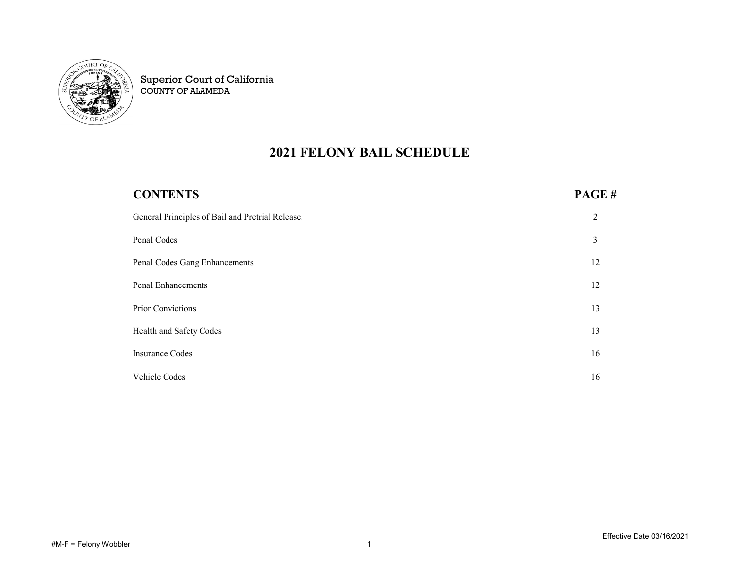Superior Court of California
COUNTY OF ALAMEDA

# 2021 FELONY BAIL SCHEDULE

| CONTENTS | PAGE # |
|---|---|
| General Principles of Bail and Pretrial Release. | 2 |
| Penal Codes | 3 |
| Penal Codes Gang Enhancements | 12 |
| Penal Enhancements | 12 |
| Prior Convictions | 13 |
| Health and Safety Codes | 13 |
| Insurance Codes | 16 |
| Vehicle Codes | 16 |

Effective Date 03/16/2021

#M-F = Felony Wobbler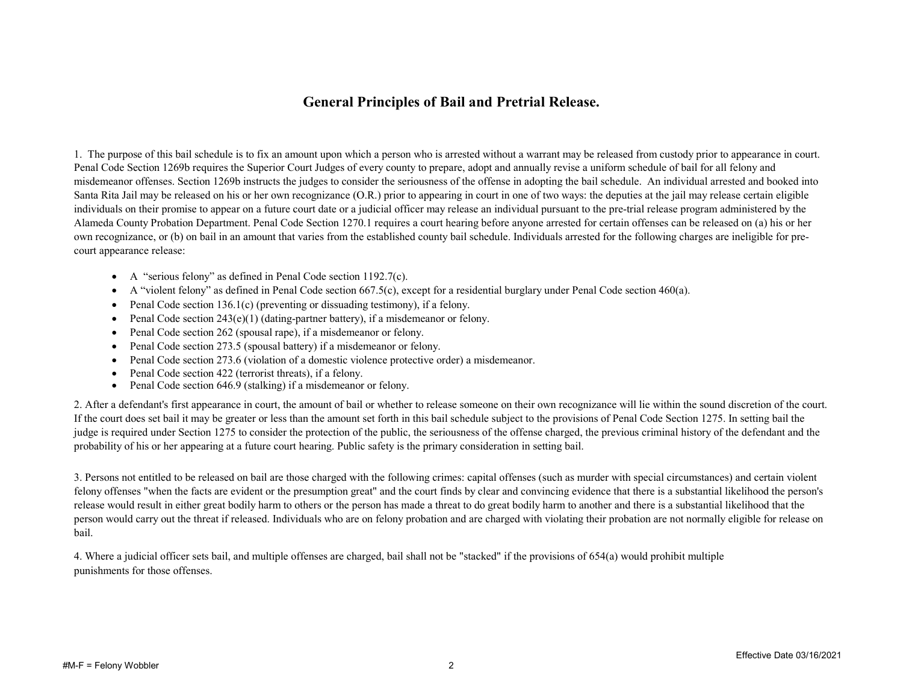## General Principles of Bail and Pretrial Release.

1. The purpose of this bail schedule is to fix an amount upon which a person who is arrested without a warrant may be released from custody prior to appearance in court. Penal Code Section 1269b requires the Superior Court Judges of every county to prepare, adopt and annually revise a uniform schedule of bail for all felony and misdemeanor offenses. Section 1269b instructs the judges to consider the seriousness of the offense in adopting the bail schedule. An individual arrested and booked into Santa Rita Jail may be released on his or her own recognizance (O.R.) prior to appearing in court in one of two ways: the deputies at the jail may release certain eligible individuals on their promise to appear on a future court date or a judicial officer may release an individual pursuant to the pre-trial release program administered by the Alameda County Probation Department. Penal Code Section 1270.1 requires a court hearing before anyone arrested for certain offenses can be released on (a) his or her own recognizance, or (b) on bail in an amount that varies from the established county bail schedule. Individuals arrested for the following charges are ineligible for pre-court appearance release:

- A "serious felony" as defined in Penal Code section 1192.7(c).
- A "violent felony" as defined in Penal Code section 667.5(c), except for a residential burglary under Penal Code section 460(a).
- Penal Code section 136.1(c) (preventing or dissuading testimony), if a felony.
- Penal Code section 243(e)(1) (dating-partner battery), if a misdemeanor or felony.
- Penal Code section 262 (spousal rape), if a misdemeanor or felony.
- Penal Code section 273.5 (spousal battery) if a misdemeanor or felony.
- Penal Code section 273.6 (violation of a domestic violence protective order) a misdemeanor.
- Penal Code section 422 (terrorist threats), if a felony.
- Penal Code section 646.9 (stalking) if a misdemeanor or felony.

2. After a defendant's first appearance in court, the amount of bail or whether to release someone on their own recognizance will lie within the sound discretion of the court. If the court does set bail it may be greater or less than the amount set forth in this bail schedule subject to the provisions of Penal Code Section 1275. In setting bail the judge is required under Section 1275 to consider the protection of the public, the seriousness of the offense charged, the previous criminal history of the defendant and the probability of his or her appearing at a future court hearing. Public safety is the primary consideration in setting bail.

3. Persons not entitled to be released on bail are those charged with the following crimes: capital offenses (such as murder with special circumstances) and certain violent felony offenses "when the facts are evident or the presumption great" and the court finds by clear and convincing evidence that there is a substantial likelihood the person's release would result in either great bodily harm to others or the person has made a threat to do great bodily harm to another and there is a substantial likelihood that the person would carry out the threat if released. Individuals who are on felony probation and are charged with violating their probation are not normally eligible for release on bail.

4. Where a judicial officer sets bail, and multiple offenses are charged, bail shall not be "stacked" if the provisions of 654(a) would prohibit multiple punishments for those offenses.

#M-F = Felony Wobbler

Effective Date 03/16/2021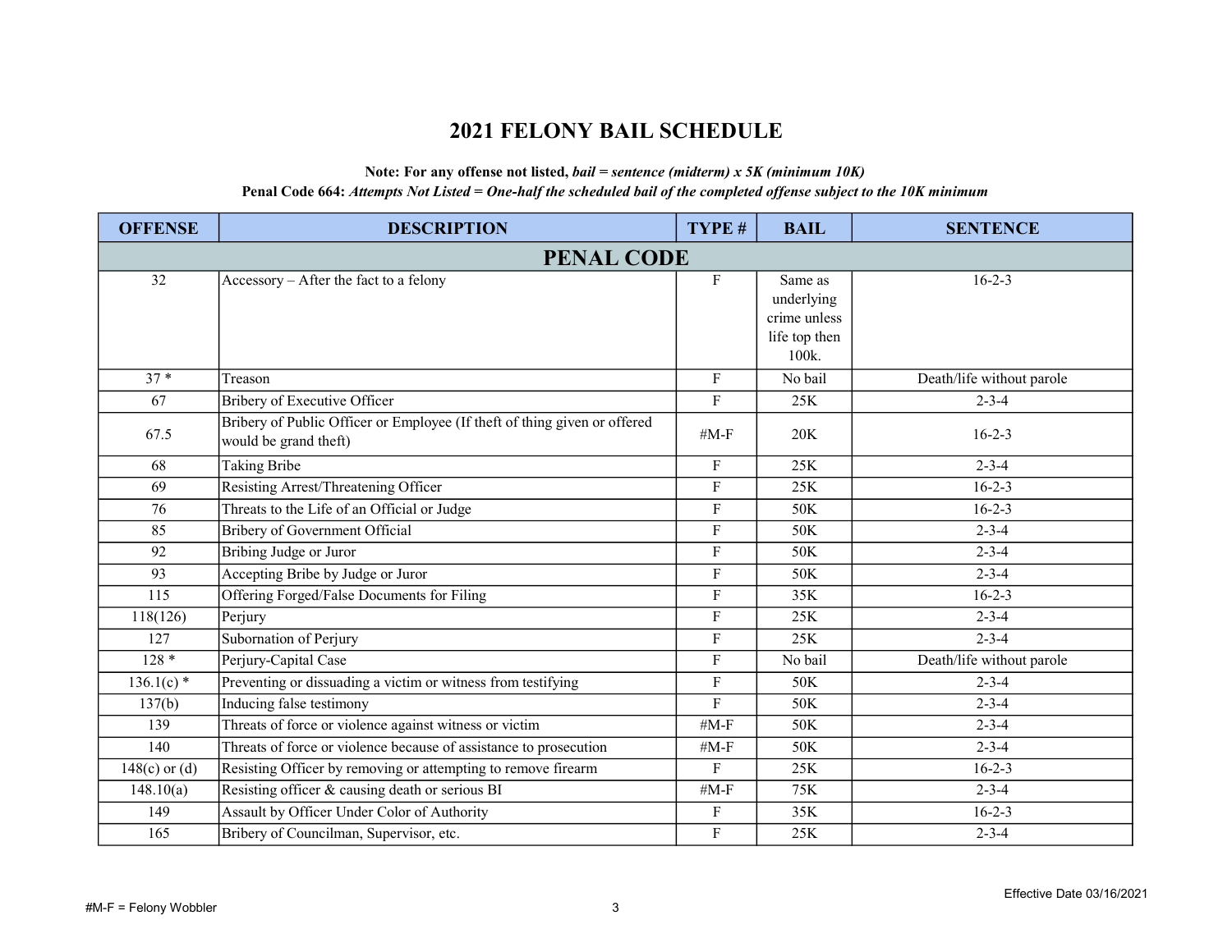# 2021 FELONY BAIL SCHEDULE

**Note: For any offense not listed,** ***bail = sentence (midterm) x 5K (minimum 10K)***

**Penal Code 664:** ***Attempts Not Listed = One-half the scheduled bail of the completed offense subject to the 10K minimum***

| OFFENSE | DESCRIPTION | TYPE # | BAIL | SENTENCE |
|---|---|---|---|---|
| **PENAL CODE** | | | | |
| 32 | Accessory – After the fact to a felony | F | Same as underlying crime unless life top then 100k. | 16-2-3 |
| 37 * | Treason | F | No bail | Death/life without parole |
| 67 | Bribery of Executive Officer | F | 25K | 2-3-4 |
| 67.5 | Bribery of Public Officer or Employee (If theft of thing given or offered would be grand theft) | #M-F | 20K | 16-2-3 |
| 68 | Taking Bribe | F | 25K | 2-3-4 |
| 69 | Resisting Arrest/Threatening Officer | F | 25K | 16-2-3 |
| 76 | Threats to the Life of an Official or Judge | F | 50K | 16-2-3 |
| 85 | Bribery of Government Official | F | 50K | 2-3-4 |
| 92 | Bribing Judge or Juror | F | 50K | 2-3-4 |
| 93 | Accepting Bribe by Judge or Juror | F | 50K | 2-3-4 |
| 115 | Offering Forged/False Documents for Filing | F | 35K | 16-2-3 |
| 118(126) | Perjury | F | 25K | 2-3-4 |
| 127 | Subornation of Perjury | F | 25K | 2-3-4 |
| 128 * | Perjury-Capital Case | F | No bail | Death/life without parole |
| 136.1(c) * | Preventing or dissuading a victim or witness from testifying | F | 50K | 2-3-4 |
| 137(b) | Inducing false testimony | F | 50K | 2-3-4 |
| 139 | Threats of force or violence against witness or victim | #M-F | 50K | 2-3-4 |
| 140 | Threats of force or violence because of assistance to prosecution | #M-F | 50K | 2-3-4 |
| 148(c) or (d) | Resisting Officer by removing or attempting to remove firearm | F | 25K | 16-2-3 |
| 148.10(a) | Resisting officer & causing death or serious BI | #M-F | 75K | 2-3-4 |
| 149 | Assault by Officer Under Color of Authority | F | 35K | 16-2-3 |
| 165 | Bribery of Councilman, Supervisor, etc. | F | 25K | 2-3-4 |

#M-F = Felony Wobbler

Effective Date 03/16/2021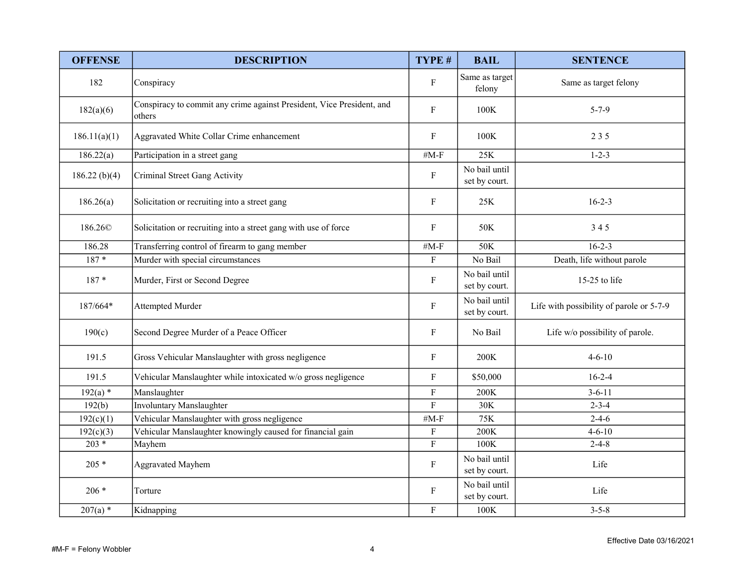| OFFENSE | DESCRIPTION | TYPE # | BAIL | SENTENCE |
|---|---|---|---|---|
| 182 | Conspiracy | F | Same as target felony | Same as target felony |
| 182(a)(6) | Conspiracy to commit any crime against President, Vice President, and others | F | 100K | 5-7-9 |
| 186.11(a)(1) | Aggravated White Collar Crime enhancement | F | 100K | 2 3 5 |
| 186.22(a) | Participation in a street gang | #M-F | 25K | 1-2-3 |
| 186.22 (b)(4) | Criminal Street Gang Activity | F | No bail until set by court. | |
| 186.26(a) | Solicitation or recruiting into a street gang | F | 25K | 16-2-3 |
| 186.26© | Solicitation or recruiting into a street gang with use of force | F | 50K | 3 4 5 |
| 186.28 | Transferring control of firearm to gang member | #M-F | 50K | 16-2-3 |
| 187 * | Murder with special circumstances | F | No Bail | Death, life without parole |
| 187 * | Murder, First or Second Degree | F | No bail until set by court. | 15-25 to life |
| 187/664* | Attempted Murder | F | No bail until set by court. | Life with possibility of parole or 5-7-9 |
| 190(c) | Second Degree Murder of a Peace Officer | F | No Bail | Life w/o possibility of parole. |
| 191.5 | Gross Vehicular Manslaughter with gross negligence | F | 200K | 4-6-10 |
| 191.5 | Vehicular Manslaughter while intoxicated w/o gross negligence | F | $50,000 | 16-2-4 |
| 192(a) * | Manslaughter | F | 200K | 3-6-11 |
| 192(b) | Involuntary Manslaughter | F | 30K | 2-3-4 |
| 192(c)(1) | Vehicular Manslaughter with gross negligence | #M-F | 75K | 2-4-6 |
| 192(c)(3) | Vehicular Manslaughter knowingly caused for financial gain | F | 200K | 4-6-10 |
| 203 * | Mayhem | F | 100K | 2-4-8 |
| 205 * | Aggravated Mayhem | F | No bail until set by court. | Life |
| 206 * | Torture | F | No bail until set by court. | Life |
| 207(a) * | Kidnapping | F | 100K | 3-5-8 |

Effective Date 03/16/2021

#M-F = Felony Wobbler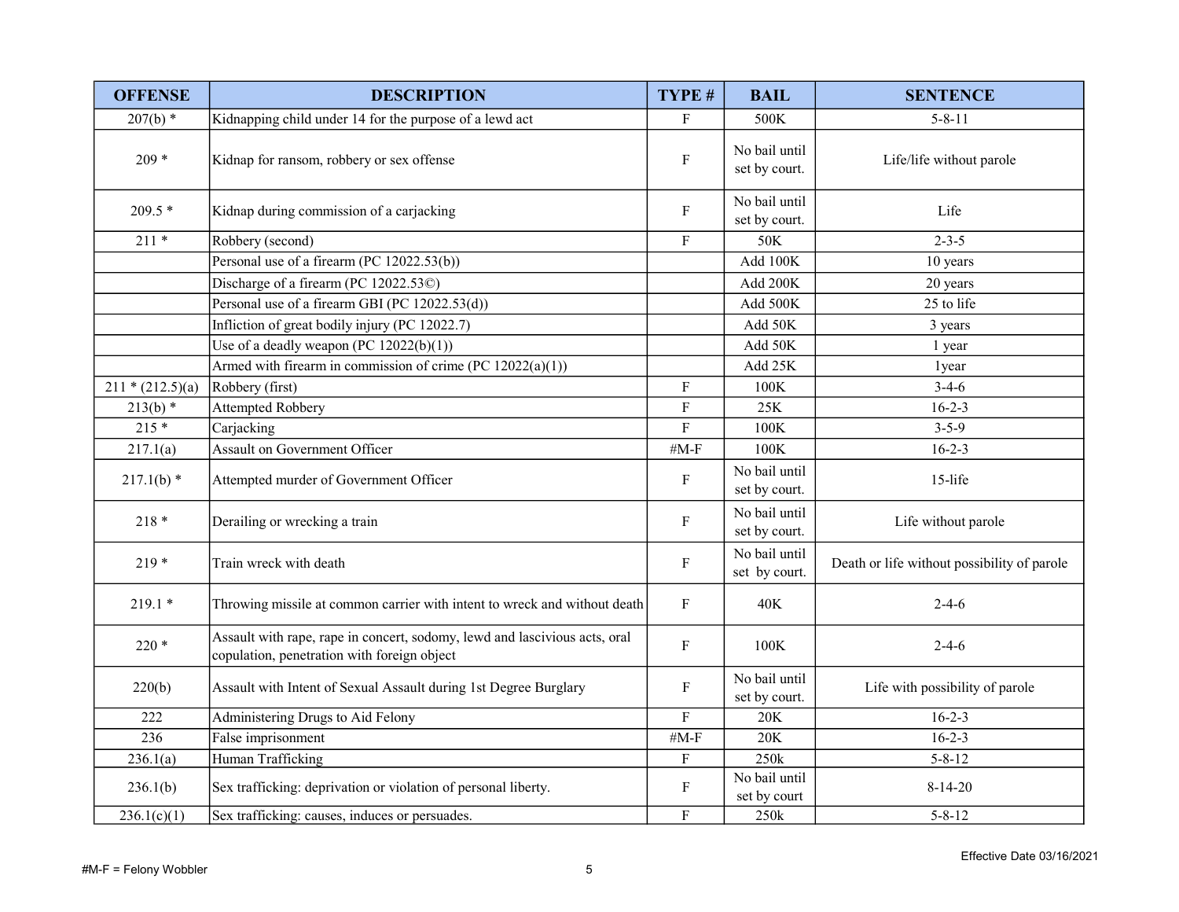| OFFENSE | DESCRIPTION | TYPE # | BAIL | SENTENCE |
|---|---|---|---|---|
| 207(b) * | Kidnapping child under 14 for the purpose of a lewd act | F | 500K | 5-8-11 |
| 209 * | Kidnap for ransom, robbery or sex offense | F | No bail until set by court. | Life/life without parole |
| 209.5 * | Kidnap during commission of a carjacking | F | No bail until set by court. | Life |
| 211 * | Robbery (second) | F | 50K | 2-3-5 |
| | Personal use of a firearm (PC 12022.53(b)) | | Add 100K | 10 years |
| | Discharge of a firearm (PC 12022.53©) | | Add 200K | 20 years |
| | Personal use of a firearm GBI (PC 12022.53(d)) | | Add 500K | 25 to life |
| | Infliction of great bodily injury (PC 12022.7) | | Add 50K | 3 years |
| | Use of a deadly weapon (PC 12022(b)(1)) | | Add 50K | 1 year |
| | Armed with firearm in commission of crime (PC 12022(a)(1)) | | Add 25K | 1year |
| 211 * (212.5)(a) | Robbery (first) | F | 100K | 3-4-6 |
| 213(b) * | Attempted Robbery | F | 25K | 16-2-3 |
| 215 * | Carjacking | F | 100K | 3-5-9 |
| 217.1(a) | Assault on Government Officer | #M-F | 100K | 16-2-3 |
| 217.1(b) * | Attempted murder of Government Officer | F | No bail until set by court. | 15-life |
| 218 * | Derailing or wrecking a train | F | No bail until set by court. | Life without parole |
| 219 * | Train wreck with death | F | No bail until set by court. | Death or life without possibility of parole |
| 219.1 * | Throwing missile at common carrier with intent to wreck and without death | F | 40K | 2-4-6 |
| 220 * | Assault with rape, rape in concert, sodomy, lewd and lascivious acts, oral copulation, penetration with foreign object | F | 100K | 2-4-6 |
| 220(b) | Assault with Intent of Sexual Assault during 1st Degree Burglary | F | No bail until set by court. | Life with possibility of parole |
| 222 | Administering Drugs to Aid Felony | F | 20K | 16-2-3 |
| 236 | False imprisonment | #M-F | 20K | 16-2-3 |
| 236.1(a) | Human Trafficking | F | 250k | 5-8-12 |
| 236.1(b) | Sex trafficking: deprivation or violation of personal liberty. | F | No bail until set by court | 8-14-20 |
| 236.1(c)(1) | Sex trafficking: causes, induces or persuades. | F | 250k | 5-8-12 |

#M-F = Felony Wobbler

Effective Date 03/16/2021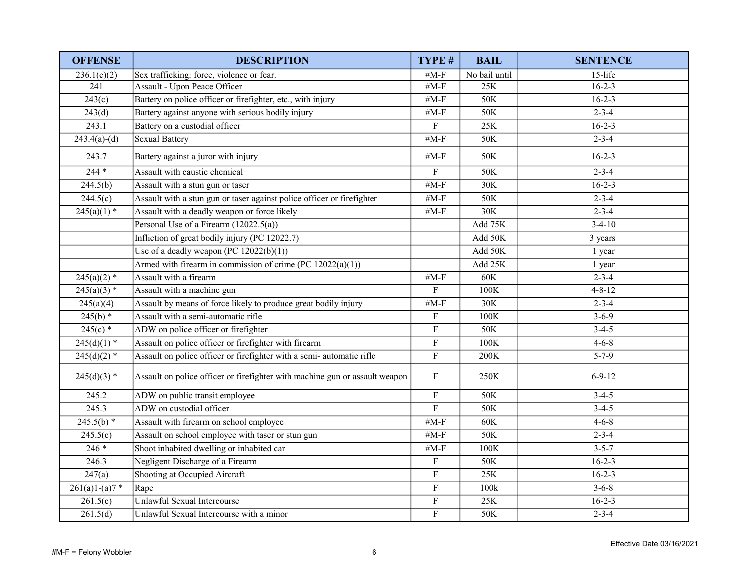| OFFENSE | DESCRIPTION | TYPE # | BAIL | SENTENCE |
|---|---|---|---|---|
| 236.1(c)(2) | Sex trafficking: force, violence or fear. | #M-F | No bail until | 15-life |
| 241 | Assault - Upon Peace Officer | #M-F | 25K | 16-2-3 |
| 243(c) | Battery on police officer or firefighter, etc., with injury | #M-F | 50K | 16-2-3 |
| 243(d) | Battery against anyone with serious bodily injury | #M-F | 50K | 2-3-4 |
| 243.1 | Battery on a custodial officer | F | 25K | 16-2-3 |
| 243.4(a)-(d) | Sexual Battery | #M-F | 50K | 2-3-4 |
| 243.7 | Battery against a juror with injury | #M-F | 50K | 16-2-3 |
| 244 * | Assault with caustic chemical | F | 50K | 2-3-4 |
| 244.5(b) | Assault with a stun gun or taser | #M-F | 30K | 16-2-3 |
| 244.5(c) | Assault with a stun gun or taser against police officer or firefighter | #M-F | 50K | 2-3-4 |
| 245(a)(1) * | Assault with a deadly weapon or force likely | #M-F | 30K | 2-3-4 |
| | Personal Use of a Firearm (12022.5(a)) | | Add 75K | 3-4-10 |
| | Infliction of great bodily injury (PC 12022.7) | | Add 50K | 3 years |
| | Use of a deadly weapon (PC 12022(b)(1)) | | Add 50K | 1 year |
| | Armed with firearm in commission of crime (PC 12022(a)(1)) | | Add 25K | 1 year |
| 245(a)(2) * | Assault with a firearm | #M-F | 60K | 2-3-4 |
| 245(a)(3) * | Assault with a machine gun | F | 100K | 4-8-12 |
| 245(a)(4) | Assault by means of force likely to produce great bodily injury | #M-F | 30K | 2-3-4 |
| 245(b) * | Assault with a semi-automatic rifle | F | 100K | 3-6-9 |
| 245(c) * | ADW on police officer or firefighter | F | 50K | 3-4-5 |
| 245(d)(1) * | Assault on police officer or firefighter with firearm | F | 100K | 4-6-8 |
| 245(d)(2) * | Assault on police officer or firefighter with a semi- automatic rifle | F | 200K | 5-7-9 |
| 245(d)(3) * | Assault on police officer or firefighter with machine gun or assault weapon | F | 250K | 6-9-12 |
| 245.2 | ADW on public transit employee | F | 50K | 3-4-5 |
| 245.3 | ADW on custodial officer | F | 50K | 3-4-5 |
| 245.5(b) * | Assault with firearm on school employee | #M-F | 60K | 4-6-8 |
| 245.5(c) | Assault on school employee with taser or stun gun | #M-F | 50K | 2-3-4 |
| 246 * | Shoot inhabited dwelling or inhabited car | #M-F | 100K | 3-5-7 |
| 246.3 | Negligent Discharge of a Firearm | F | 50K | 16-2-3 |
| 247(a) | Shooting at Occupied Aircraft | F | 25K | 16-2-3 |
| 261(a)1-(a)7 * | Rape | F | 100k | 3-6-8 |
| 261.5(c) | Unlawful Sexual Intercourse | F | 25K | 16-2-3 |
| 261.5(d) | Unlawful Sexual Intercourse with a minor | F | 50K | 2-3-4 |

#M-F = Felony Wobbler

Effective Date 03/16/2021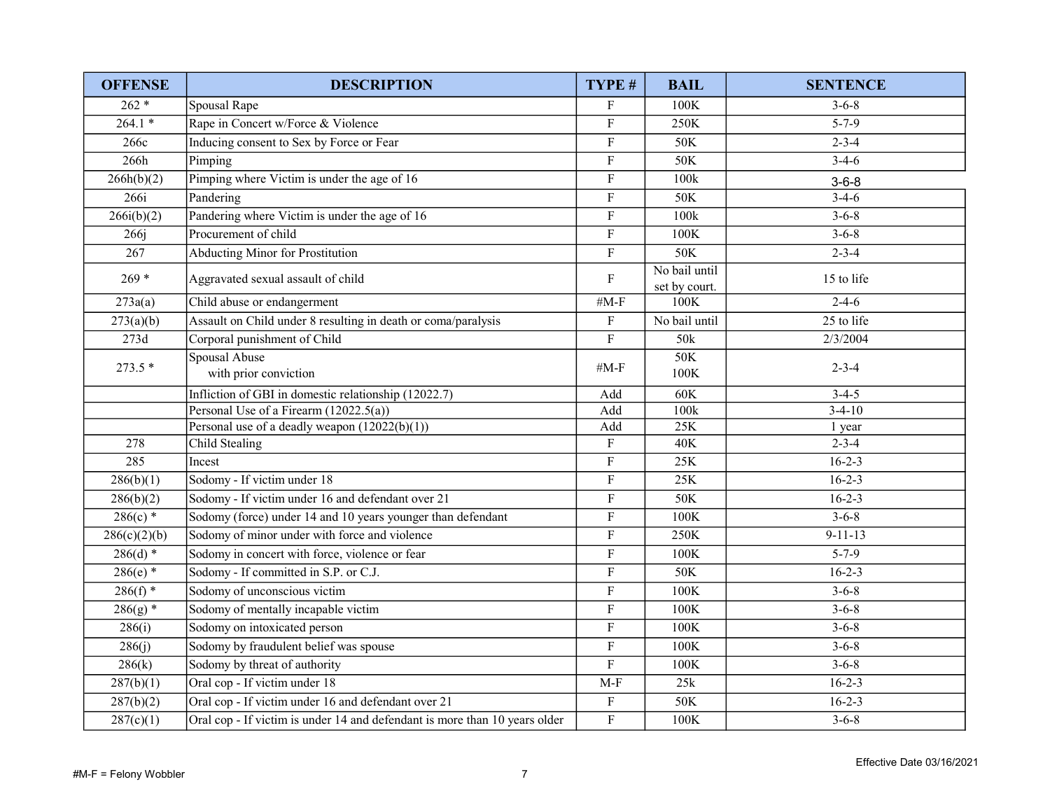| OFFENSE | DESCRIPTION | TYPE # | BAIL | SENTENCE |
|---|---|---|---|---|
| 262 * | Spousal Rape | F | 100K | 3-6-8 |
| 264.1 * | Rape in Concert w/Force & Violence | F | 250K | 5-7-9 |
| 266c | Inducing consent to Sex by Force or Fear | F | 50K | 2-3-4 |
| 266h | Pimping | F | 50K | 3-4-6 |
| 266h(b)(2) | Pimping where Victim is under the age of 16 | F | 100k | 3-6-8 |
| 266i | Pandering | F | 50K | 3-4-6 |
| 266i(b)(2) | Pandering where Victim is under the age of 16 | F | 100k | 3-6-8 |
| 266j | Procurement of child | F | 100K | 3-6-8 |
| 267 | Abducting Minor for Prostitution | F | 50K | 2-3-4 |
| 269 * | Aggravated sexual assault of child | F | No bail until set by court. | 15 to life |
| 273a(a) | Child abuse or endangerment | #M-F | 100K | 2-4-6 |
| 273(a)(b) | Assault on Child under 8 resulting in death or coma/paralysis | F | No bail until | 25 to life |
| 273d | Corporal punishment of Child | F | 50k | 2/3/2004 |
| 273.5 * | Spousal Abuse<br>with prior conviction | #M-F | 50K<br>100K | 2-3-4 |
| | Infliction of GBI in domestic relationship (12022.7) | Add | 60K | 3-4-5 |
| | Personal Use of a Firearm (12022.5(a)) | Add | 100k | 3-4-10 |
| | Personal use of a deadly weapon (12022(b)(1)) | Add | 25K | 1 year |
| 278 | Child Stealing | F | 40K | 2-3-4 |
| 285 | Incest | F | 25K | 16-2-3 |
| 286(b)(1) | Sodomy - If victim under 18 | F | 25K | 16-2-3 |
| 286(b)(2) | Sodomy - If victim under 16 and defendant over 21 | F | 50K | 16-2-3 |
| 286(c) * | Sodomy (force) under 14 and 10 years younger than defendant | F | 100K | 3-6-8 |
| 286(c)(2)(b) | Sodomy of minor under with force and violence | F | 250K | 9-11-13 |
| 286(d) * | Sodomy in concert with force, violence or fear | F | 100K | 5-7-9 |
| 286(e) * | Sodomy - If committed in S.P. or C.J. | F | 50K | 16-2-3 |
| 286(f) * | Sodomy of unconscious victim | F | 100K | 3-6-8 |
| 286(g) * | Sodomy of mentally incapable victim | F | 100K | 3-6-8 |
| 286(i) | Sodomy on intoxicated person | F | 100K | 3-6-8 |
| 286(j) | Sodomy by fraudulent belief was spouse | F | 100K | 3-6-8 |
| 286(k) | Sodomy by threat of authority | F | 100K | 3-6-8 |
| 287(b)(1) | Oral cop - If victim under 18 | M-F | 25k | 16-2-3 |
| 287(b)(2) | Oral cop - If victim under 16 and defendant over 21 | F | 50K | 16-2-3 |
| 287(c)(1) | Oral cop - If victim is under 14 and defendant is more than 10 years older | F | 100K | 3-6-8 |

#M-F = Felony Wobbler

Effective Date 03/16/2021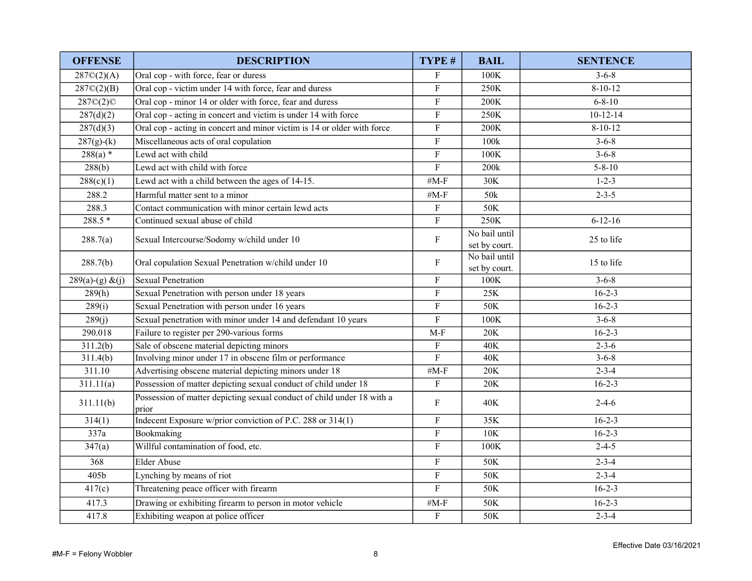| OFFENSE | DESCRIPTION | TYPE # | BAIL | SENTENCE |
|---|---|---|---|---|
| 287©(2)(A) | Oral cop - with force, fear or duress | F | 100K | 3-6-8 |
| 287©(2)(B) | Oral cop - victim under 14 with force, fear and duress | F | 250K | 8-10-12 |
| 287©(2)© | Oral cop - minor 14 or older with force, fear and duress | F | 200K | 6-8-10 |
| 287(d)(2) | Oral cop - acting in concert and victim is under 14 with force | F | 250K | 10-12-14 |
| 287(d)(3) | Oral cop - acting in concert and minor victim is 14 or older with force | F | 200K | 8-10-12 |
| 287(g)-(k) | Miscellaneous acts of oral copulation | F | 100k | 3-6-8 |
| 288(a) * | Lewd act with child | F | 100K | 3-6-8 |
| 288(b) | Lewd act with child with force | F | 200k | 5-8-10 |
| 288(c)(1) | Lewd act with a child between the ages of 14-15. | #M-F | 30K | 1-2-3 |
| 288.2 | Harmful matter sent to a minor | #M-F | 50k | 2-3-5 |
| 288.3 | Contact communication with minor certain lewd acts | F | 50K | |
| 288.5 * | Continued sexual abuse of child | F | 250K | 6-12-16 |
| 288.7(a) | Sexual Intercourse/Sodomy w/child under 10 | F | No bail until set by court. | 25 to life |
| 288.7(b) | Oral copulation Sexual Penetration w/child under 10 | F | No bail until set by court. | 15 to life |
| 289(a)-(g) &(j) | Sexual Penetration | F | 100K | 3-6-8 |
| 289(h) | Sexual Penetration with person under 18 years | F | 25K | 16-2-3 |
| 289(i) | Sexual Penetration with person under 16 years | F | 50K | 16-2-3 |
| 289(j) | Sexual penetration with minor under 14 and defendant 10 years | F | 100K | 3-6-8 |
| 290.018 | Failure to register per 290-various forms | M-F | 20K | 16-2-3 |
| 311.2(b) | Sale of obscene material depicting minors | F | 40K | 2-3-6 |
| 311.4(b) | Involving minor under 17 in obscene film or performance | F | 40K | 3-6-8 |
| 311.10 | Advertising obscene material depicting minors under 18 | #M-F | 20K | 2-3-4 |
| 311.11(a) | Possession of matter depicting sexual conduct of child under 18 | F | 20K | 16-2-3 |
| 311.11(b) | Possession of matter depicting sexual conduct of child under 18 with a prior | F | 40K | 2-4-6 |
| 314(1) | Indecent Exposure w/prior conviction of P.C. 288 or 314(1) | F | 35K | 16-2-3 |
| 337a | Bookmaking | F | 10K | 16-2-3 |
| 347(a) | Willful contamination of food, etc. | F | 100K | 2-4-5 |
| 368 | Elder Abuse | F | 50K | 2-3-4 |
| 405b | Lynching by means of riot | F | 50K | 2-3-4 |
| 417(c) | Threatening peace officer with firearm | F | 50K | 16-2-3 |
| 417.3 | Drawing or exhibiting firearm to person in motor vehicle | #M-F | 50K | 16-2-3 |
| 417.8 | Exhibiting weapon at police officer | F | 50K | 2-3-4 |

#M-F = Felony Wobbler

Effective Date 03/16/2021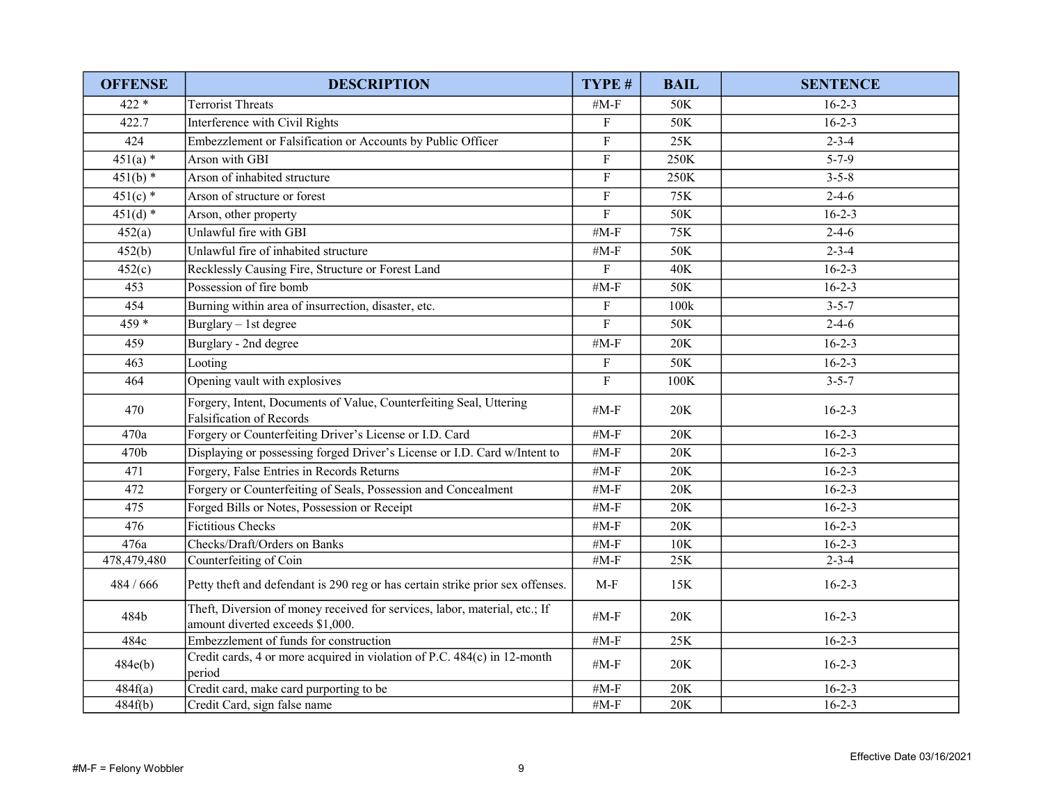| OFFENSE | DESCRIPTION | TYPE # | BAIL | SENTENCE |
|---|---|---|---|---|
| 422 * | Terrorist Threats | #M-F | 50K | 16-2-3 |
| 422.7 | Interference with Civil Rights | F | 50K | 16-2-3 |
| 424 | Embezzlement or Falsification or Accounts by Public Officer | F | 25K | 2-3-4 |
| 451(a) * | Arson with GBI | F | 250K | 5-7-9 |
| 451(b) * | Arson of inhabited structure | F | 250K | 3-5-8 |
| 451(c) * | Arson of structure or forest | F | 75K | 2-4-6 |
| 451(d) * | Arson, other property | F | 50K | 16-2-3 |
| 452(a) | Unlawful fire with GBI | #M-F | 75K | 2-4-6 |
| 452(b) | Unlawful fire of inhabited structure | #M-F | 50K | 2-3-4 |
| 452(c) | Recklessly Causing Fire, Structure or Forest Land | F | 40K | 16-2-3 |
| 453 | Possession of fire bomb | #M-F | 50K | 16-2-3 |
| 454 | Burning within area of insurrection, disaster, etc. | F | 100k | 3-5-7 |
| 459 * | Burglary – 1st degree | F | 50K | 2-4-6 |
| 459 | Burglary - 2nd degree | #M-F | 20K | 16-2-3 |
| 463 | Looting | F | 50K | 16-2-3 |
| 464 | Opening vault with explosives | F | 100K | 3-5-7 |
| 470 | Forgery, Intent, Documents of Value, Counterfeiting Seal, Uttering Falsification of Records | #M-F | 20K | 16-2-3 |
| 470a | Forgery or Counterfeiting Driver's License or I.D. Card | #M-F | 20K | 16-2-3 |
| 470b | Displaying or possessing forged Driver's License or I.D. Card w/Intent to | #M-F | 20K | 16-2-3 |
| 471 | Forgery, False Entries in Records Returns | #M-F | 20K | 16-2-3 |
| 472 | Forgery or Counterfeiting of Seals, Possession and Concealment | #M-F | 20K | 16-2-3 |
| 475 | Forged Bills or Notes, Possession or Receipt | #M-F | 20K | 16-2-3 |
| 476 | Fictitious Checks | #M-F | 20K | 16-2-3 |
| 476a | Checks/Draft/Orders on Banks | #M-F | 10K | 16-2-3 |
| 478,479,480 | Counterfeiting of Coin | #M-F | 25K | 2-3-4 |
| 484 / 666 | Petty theft and defendant is 290 reg or has certain strike prior sex offenses. | M-F | 15K | 16-2-3 |
| 484b | Theft, Diversion of money received for services, labor, material, etc.; If amount diverted exceeds $1,000. | #M-F | 20K | 16-2-3 |
| 484c | Embezzlement of funds for construction | #M-F | 25K | 16-2-3 |
| 484e(b) | Credit cards, 4 or more acquired in violation of P.C. 484(c) in 12-month period | #M-F | 20K | 16-2-3 |
| 484f(a) | Credit card, make card purporting to be | #M-F | 20K | 16-2-3 |
| 484f(b) | Credit Card, sign false name | #M-F | 20K | 16-2-3 |

#M-F = Felony Wobbler

Effective Date 03/16/2021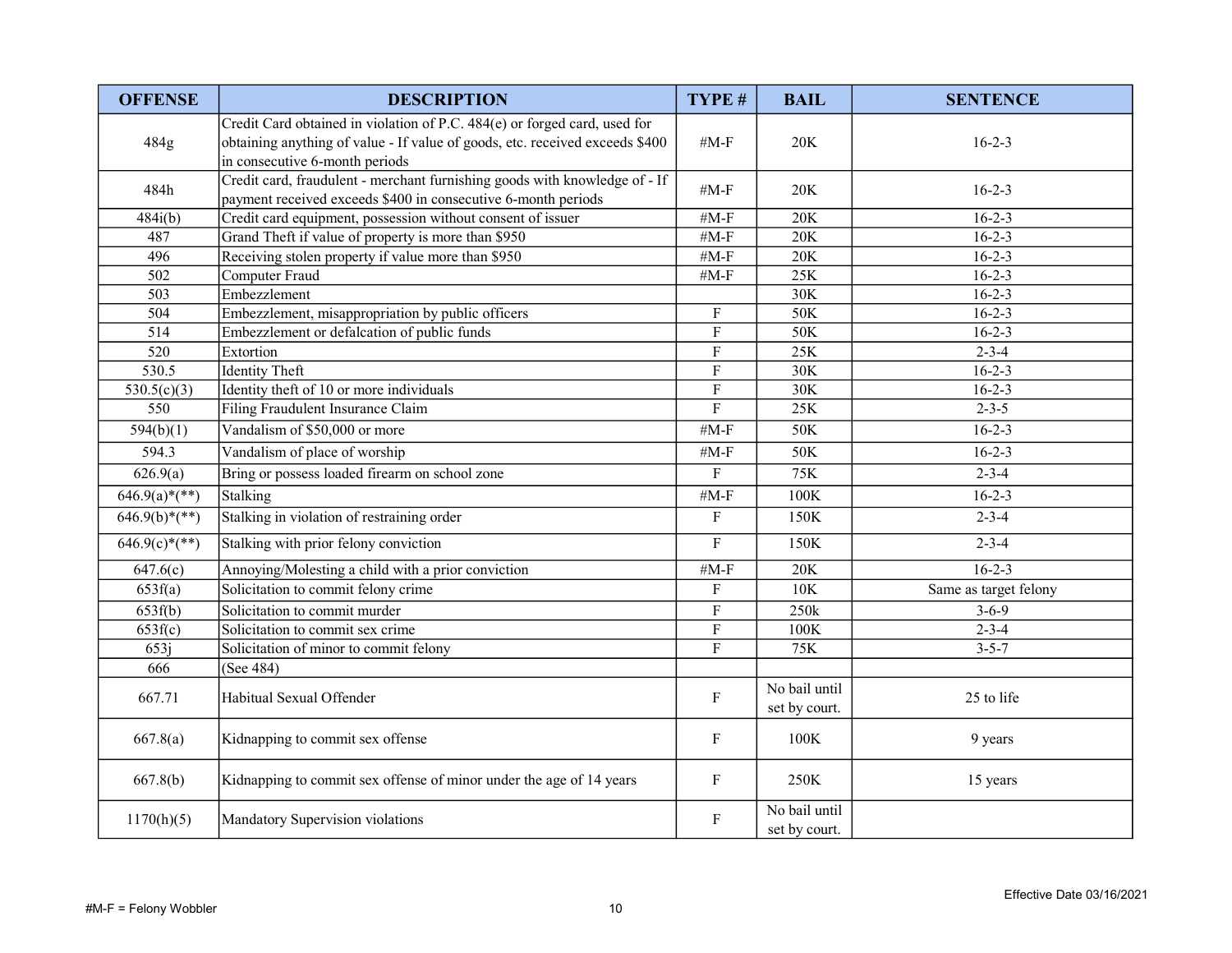| OFFENSE | DESCRIPTION | TYPE # | BAIL | SENTENCE |
|---|---|---|---|---|
| 484g | Credit Card obtained in violation of P.C. 484(e) or forged card, used for obtaining anything of value - If value of goods, etc. received exceeds $400 in consecutive 6-month periods | #M-F | 20K | 16-2-3 |
| 484h | Credit card, fraudulent - merchant furnishing goods with knowledge of - If payment received exceeds $400 in consecutive 6-month periods | #M-F | 20K | 16-2-3 |
| 484i(b) | Credit card equipment, possession without consent of issuer | #M-F | 20K | 16-2-3 |
| 487 | Grand Theft if value of property is more than $950 | #M-F | 20K | 16-2-3 |
| 496 | Receiving stolen property if value more than $950 | #M-F | 20K | 16-2-3 |
| 502 | Computer Fraud | #M-F | 25K | 16-2-3 |
| 503 | Embezzlement | | 30K | 16-2-3 |
| 504 | Embezzlement, misappropriation by public officers | F | 50K | 16-2-3 |
| 514 | Embezzlement or defalcation of public funds | F | 50K | 16-2-3 |
| 520 | Extortion | F | 25K | 2-3-4 |
| 530.5 | Identity Theft | F | 30K | 16-2-3 |
| 530.5(c)(3) | Identity theft of 10 or more individuals | F | 30K | 16-2-3 |
| 550 | Filing Fraudulent Insurance Claim | F | 25K | 2-3-5 |
| 594(b)(1) | Vandalism of $50,000 or more | #M-F | 50K | 16-2-3 |
| 594.3 | Vandalism of place of worship | #M-F | 50K | 16-2-3 |
| 626.9(a) | Bring or possess loaded firearm on school zone | F | 75K | 2-3-4 |
| 646.9(a)*(**) | Stalking | #M-F | 100K | 16-2-3 |
| 646.9(b)*(**) | Stalking in violation of restraining order | F | 150K | 2-3-4 |
| 646.9(c)*(**) | Stalking with prior felony conviction | F | 150K | 2-3-4 |
| 647.6(c) | Annoying/Molesting a child with a prior conviction | #M-F | 20K | 16-2-3 |
| 653f(a) | Solicitation to commit felony crime | F | 10K | Same as target felony |
| 653f(b) | Solicitation to commit murder | F | 250k | 3-6-9 |
| 653f(c) | Solicitation to commit sex crime | F | 100K | 2-3-4 |
| 653j | Solicitation of minor to commit felony | F | 75K | 3-5-7 |
| 666 | (See 484) | | | |
| 667.71 | Habitual Sexual Offender | F | No bail until set by court. | 25 to life |
| 667.8(a) | Kidnapping to commit sex offense | F | 100K | 9 years |
| 667.8(b) | Kidnapping to commit sex offense of minor under the age of 14 years | F | 250K | 15 years |
| 1170(h)(5) | Mandatory Supervision violations | F | No bail until set by court. | |

#M-F = Felony Wobbler

Effective Date 03/16/2021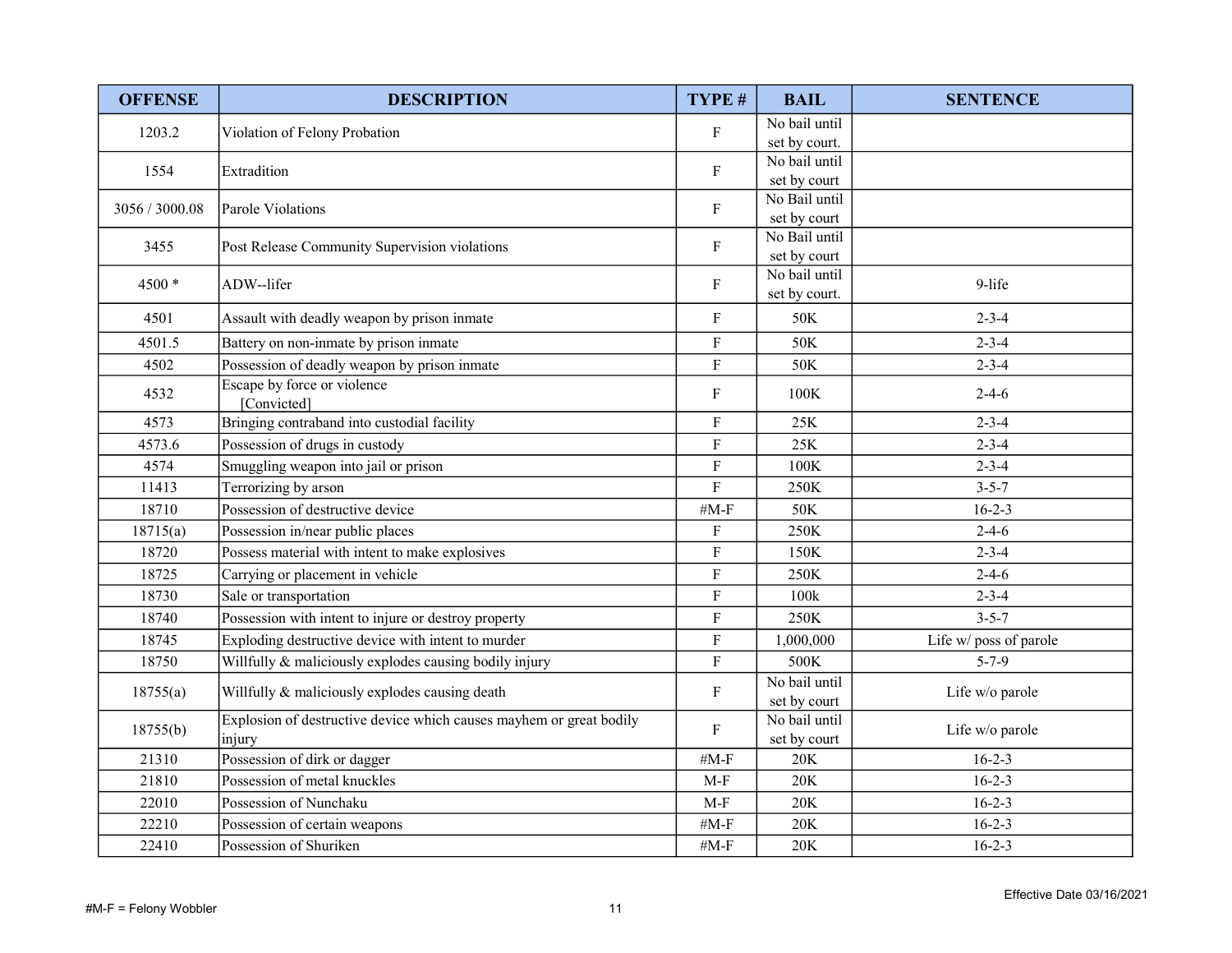| OFFENSE | DESCRIPTION | TYPE # | BAIL | SENTENCE |
|---|---|---|---|---|
| 1203.2 | Violation of Felony Probation | F | No bail until set by court. | |
| 1554 | Extradition | F | No bail until set by court | |
| 3056 / 3000.08 | Parole Violations | F | No Bail until set by court | |
| 3455 | Post Release Community Supervision violations | F | No Bail until set by court | |
| 4500 * | ADW--lifer | F | No bail until set by court. | 9-life |
| 4501 | Assault with deadly weapon by prison inmate | F | 50K | 2-3-4 |
| 4501.5 | Battery on non-inmate by prison inmate | F | 50K | 2-3-4 |
| 4502 | Possession of deadly weapon by prison inmate | F | 50K | 2-3-4 |
| 4532 | Escape by force or violence [Convicted] | F | 100K | 2-4-6 |
| 4573 | Bringing contraband into custodial facility | F | 25K | 2-3-4 |
| 4573.6 | Possession of drugs in custody | F | 25K | 2-3-4 |
| 4574 | Smuggling weapon into jail or prison | F | 100K | 2-3-4 |
| 11413 | Terrorizing by arson | F | 250K | 3-5-7 |
| 18710 | Possession of destructive device | #M-F | 50K | 16-2-3 |
| 18715(a) | Possession in/near public places | F | 250K | 2-4-6 |
| 18720 | Possess material with intent to make explosives | F | 150K | 2-3-4 |
| 18725 | Carrying or placement in vehicle | F | 250K | 2-4-6 |
| 18730 | Sale or transportation | F | 100k | 2-3-4 |
| 18740 | Possession with intent to injure or destroy property | F | 250K | 3-5-7 |
| 18745 | Exploding destructive device with intent to murder | F | 1,000,000 | Life w/ poss of parole |
| 18750 | Willfully & maliciously explodes causing bodily injury | F | 500K | 5-7-9 |
| 18755(a) | Willfully & maliciously explodes causing death | F | No bail until set by court | Life w/o parole |
| 18755(b) | Explosion of destructive device which causes mayhem or great bodily injury | F | No bail until set by court | Life w/o parole |
| 21310 | Possession of dirk or dagger | #M-F | 20K | 16-2-3 |
| 21810 | Possession of metal knuckles | M-F | 20K | 16-2-3 |
| 22010 | Possession of Nunchaku | M-F | 20K | 16-2-3 |
| 22210 | Possession of certain weapons | #M-F | 20K | 16-2-3 |
| 22410 | Possession of Shuriken | #M-F | 20K | 16-2-3 |

#M-F = Felony Wobbler

Effective Date 03/16/2021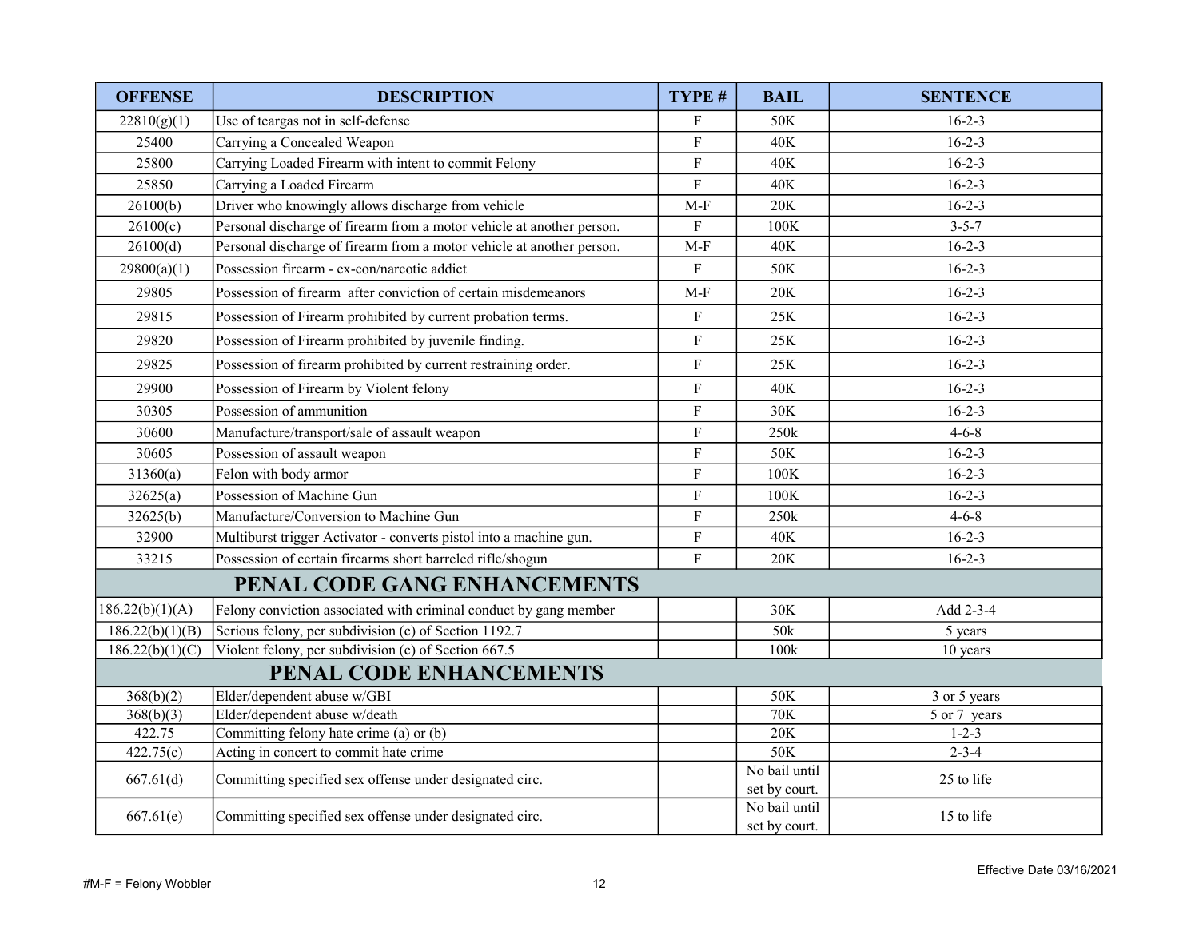| OFFENSE | DESCRIPTION | TYPE # | BAIL | SENTENCE |
|---|---|---|---|---|
| 22810(g)(1) | Use of teargas not in self-defense | F | 50K | 16-2-3 |
| 25400 | Carrying a Concealed Weapon | F | 40K | 16-2-3 |
| 25800 | Carrying Loaded Firearm with intent to commit Felony | F | 40K | 16-2-3 |
| 25850 | Carrying a Loaded Firearm | F | 40K | 16-2-3 |
| 26100(b) | Driver who knowingly allows discharge from vehicle | M-F | 20K | 16-2-3 |
| 26100(c) | Personal discharge of firearm from a motor vehicle at another person. | F | 100K | 3-5-7 |
| 26100(d) | Personal discharge of firearm from a motor vehicle at another person. | M-F | 40K | 16-2-3 |
| 29800(a)(1) | Possession firearm - ex-con/narcotic addict | F | 50K | 16-2-3 |
| 29805 | Possession of firearm after conviction of certain misdemeanors | M-F | 20K | 16-2-3 |
| 29815 | Possession of Firearm prohibited by current probation terms. | F | 25K | 16-2-3 |
| 29820 | Possession of Firearm prohibited by juvenile finding. | F | 25K | 16-2-3 |
| 29825 | Possession of firearm prohibited by current restraining order. | F | 25K | 16-2-3 |
| 29900 | Possession of Firearm by Violent felony | F | 40K | 16-2-3 |
| 30305 | Possession of ammunition | F | 30K | 16-2-3 |
| 30600 | Manufacture/transport/sale of assault weapon | F | 250k | 4-6-8 |
| 30605 | Possession of assault weapon | F | 50K | 16-2-3 |
| 31360(a) | Felon with body armor | F | 100K | 16-2-3 |
| 32625(a) | Possession of Machine Gun | F | 100K | 16-2-3 |
| 32625(b) | Manufacture/Conversion to Machine Gun | F | 250k | 4-6-8 |
| 32900 | Multiburst trigger Activator - converts pistol into a machine gun. | F | 40K | 16-2-3 |
| 33215 | Possession of certain firearms short barreled rifle/shogun | F | 20K | 16-2-3 |
| **PENAL CODE GANG ENHANCEMENTS** | | | | |
| 186.22(b)(1)(A) | Felony conviction associated with criminal conduct by gang member | | 30K | Add 2-3-4 |
| 186.22(b)(1)(B) | Serious felony, per subdivision (c) of Section 1192.7 | | 50k | 5 years |
| 186.22(b)(1)(C) | Violent felony, per subdivision (c) of Section 667.5 | | 100k | 10 years |
| **PENAL CODE ENHANCEMENTS** | | | | |
| 368(b)(2) | Elder/dependent abuse w/GBI | | 50K | 3 or 5 years |
| 368(b)(3) | Elder/dependent abuse w/death | | 70K | 5 or 7 years |
| 422.75 | Committing felony hate crime (a) or (b) | | 20K | 1-2-3 |
| 422.75(c) | Acting in concert to commit hate crime | | 50K | 2-3-4 |
| 667.61(d) | Committing specified sex offense under designated circ. | | No bail until set by court. | 25 to life |
| 667.61(e) | Committing specified sex offense under designated circ. | | No bail until set by court. | 15 to life |

#M-F = Felony Wobbler

Effective Date 03/16/2021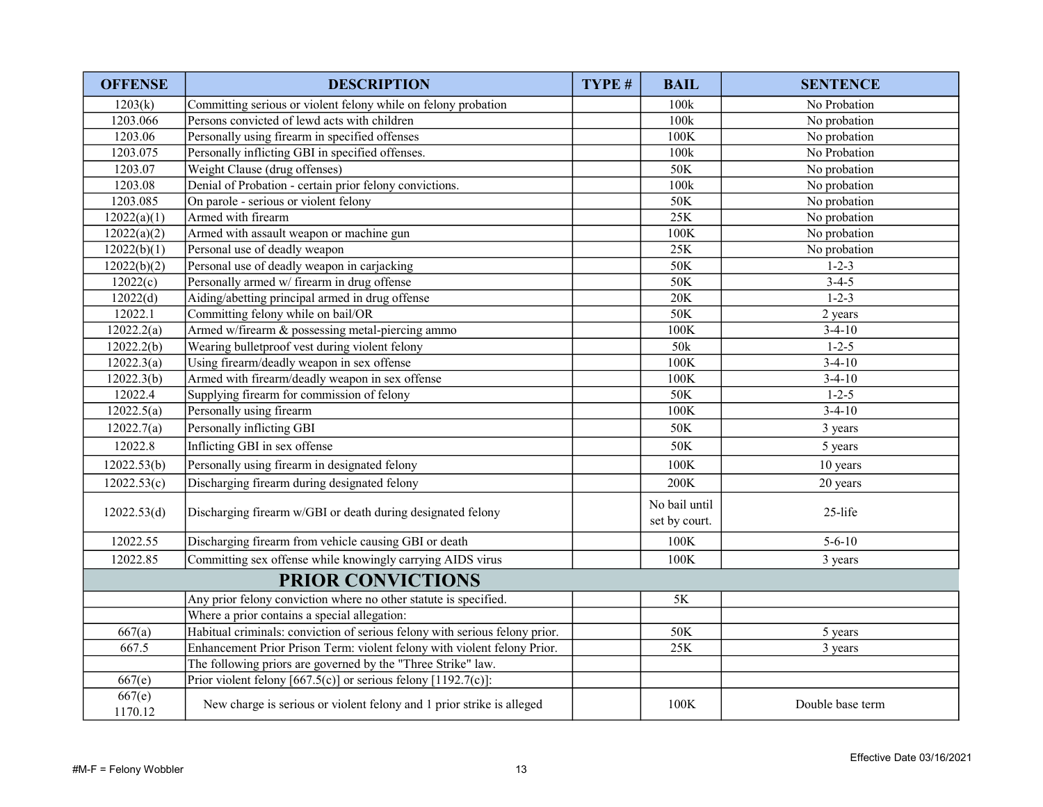| OFFENSE | DESCRIPTION | TYPE # | BAIL | SENTENCE |
|---|---|---|---|---|
| 1203(k) | Committing serious or violent felony while on felony probation | | 100k | No Probation |
| 1203.066 | Persons convicted of lewd acts with children | | 100k | No probation |
| 1203.06 | Personally using firearm in specified offenses | | 100K | No probation |
| 1203.075 | Personally inflicting GBI in specified offenses. | | 100k | No Probation |
| 1203.07 | Weight Clause (drug offenses) | | 50K | No probation |
| 1203.08 | Denial of Probation - certain prior felony convictions. | | 100k | No probation |
| 1203.085 | On parole - serious or violent felony | | 50K | No probation |
| 12022(a)(1) | Armed with firearm | | 25K | No probation |
| 12022(a)(2) | Armed with assault weapon or machine gun | | 100K | No probation |
| 12022(b)(1) | Personal use of deadly weapon | | 25K | No probation |
| 12022(b)(2) | Personal use of deadly weapon in carjacking | | 50K | 1-2-3 |
| 12022(c) | Personally armed w/ firearm in drug offense | | 50K | 3-4-5 |
| 12022(d) | Aiding/abetting principal armed in drug offense | | 20K | 1-2-3 |
| 12022.1 | Committing felony while on bail/OR | | 50K | 2 years |
| 12022.2(a) | Armed w/firearm & possessing metal-piercing ammo | | 100K | 3-4-10 |
| 12022.2(b) | Wearing bulletproof vest during violent felony | | 50k | 1-2-5 |
| 12022.3(a) | Using firearm/deadly weapon in sex offense | | 100K | 3-4-10 |
| 12022.3(b) | Armed with firearm/deadly weapon in sex offense | | 100K | 3-4-10 |
| 12022.4 | Supplying firearm for commission of felony | | 50K | 1-2-5 |
| 12022.5(a) | Personally using firearm | | 100K | 3-4-10 |
| 12022.7(a) | Personally inflicting GBI | | 50K | 3 years |
| 12022.8 | Inflicting GBI in sex offense | | 50K | 5 years |
| 12022.53(b) | Personally using firearm in designated felony | | 100K | 10 years |
| 12022.53(c) | Discharging firearm during designated felony | | 200K | 20 years |
| 12022.53(d) | Discharging firearm w/GBI or death during designated felony | | No bail until set by court. | 25-life |
| 12022.55 | Discharging firearm from vehicle causing GBI or death | | 100K | 5-6-10 |
| 12022.85 | Committing sex offense while knowingly carrying AIDS virus | | 100K | 3 years |
| **PRIOR CONVICTIONS** | | | | |
| | Any prior felony conviction where no other statute is specified. | | 5K | |
| | Where a prior contains a special allegation: | | | |
| 667(a) | Habitual criminals: conviction of serious felony with serious felony prior. | | 50K | 5 years |
| 667.5 | Enhancement Prior Prison Term: violent felony with violent felony Prior. | | 25K | 3 years |
| | The following priors are governed by the "Three Strike" law. | | | |
| 667(e) | Prior violent felony [667.5(c)] or serious felony [1192.7(c)]: | | | |
| 667(e) 1170.12 | New charge is serious or violent felony and 1 prior strike is alleged | | 100K | Double base term |

Effective Date 03/16/2021

#M-F = Felony Wobbler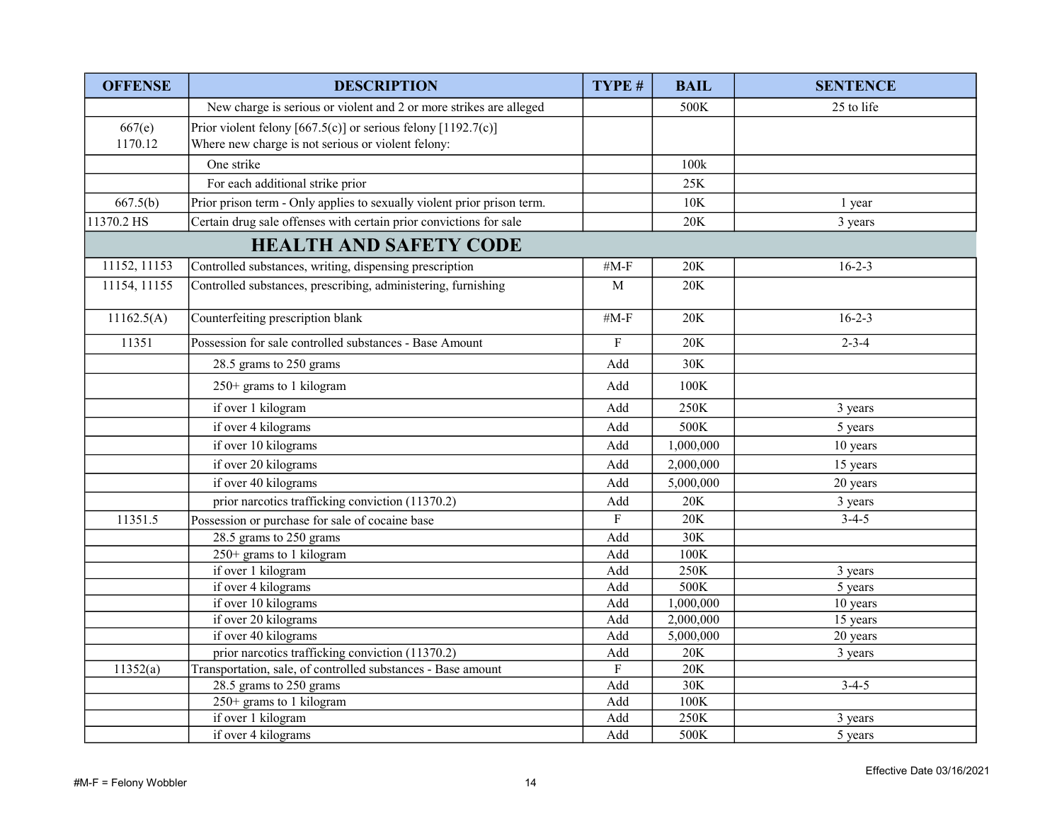| OFFENSE | DESCRIPTION | TYPE # | BAIL | SENTENCE |
|---|---|---|---|---|
| | New charge is serious or violent and 2 or more strikes are alleged | | 500K | 25 to life |
| 667(e)<br>1170.12 | Prior violent felony [667.5(c)] or serious felony [1192.7(c)]<br>Where new charge is not serious or violent felony: | | | |
| | One strike | | 100k | |
| | For each additional strike prior | | 25K | |
| 667.5(b) | Prior prison term - Only applies to sexually violent prior prison term. | | 10K | 1 year |
| 11370.2 HS | Certain drug sale offenses with certain prior convictions for sale | | 20K | 3 years |
| | **HEALTH AND SAFETY CODE** | | | |
| 11152, 11153 | Controlled substances, writing, dispensing prescription | #M-F | 20K | 16-2-3 |
| 11154, 11155 | Controlled substances, prescribing, administering, furnishing | M | 20K | |
| 11162.5(A) | Counterfeiting prescription blank | #M-F | 20K | 16-2-3 |
| 11351 | Possession for sale controlled substances - Base Amount | F | 20K | 2-3-4 |
| | 28.5 grams to 250 grams | Add | 30K | |
| | 250+ grams to 1 kilogram | Add | 100K | |
| | if over 1 kilogram | Add | 250K | 3 years |
| | if over 4 kilograms | Add | 500K | 5 years |
| | if over 10 kilograms | Add | 1,000,000 | 10 years |
| | if over 20 kilograms | Add | 2,000,000 | 15 years |
| | if over 40 kilograms | Add | 5,000,000 | 20 years |
| | prior narcotics trafficking conviction (11370.2) | Add | 20K | 3 years |
| 11351.5 | Possession or purchase for sale of cocaine base | F | 20K | 3-4-5 |
| | 28.5 grams to 250 grams | Add | 30K | |
| | 250+ grams to 1 kilogram | Add | 100K | |
| | if over 1 kilogram | Add | 250K | 3 years |
| | if over 4 kilograms | Add | 500K | 5 years |
| | if over 10 kilograms | Add | 1,000,000 | 10 years |
| | if over 20 kilograms | Add | 2,000,000 | 15 years |
| | if over 40 kilograms | Add | 5,000,000 | 20 years |
| | prior narcotics trafficking conviction (11370.2) | Add | 20K | 3 years |
| 11352(a) | Transportation, sale, of controlled substances - Base amount | F | 20K | |
| | 28.5 grams to 250 grams | Add | 30K | 3-4-5 |
| | 250+ grams to 1 kilogram | Add | 100K | |
| | if over 1 kilogram | Add | 250K | 3 years |
| | if over 4 kilograms | Add | 500K | 5 years |

#M-F = Felony Wobbler

Effective Date 03/16/2021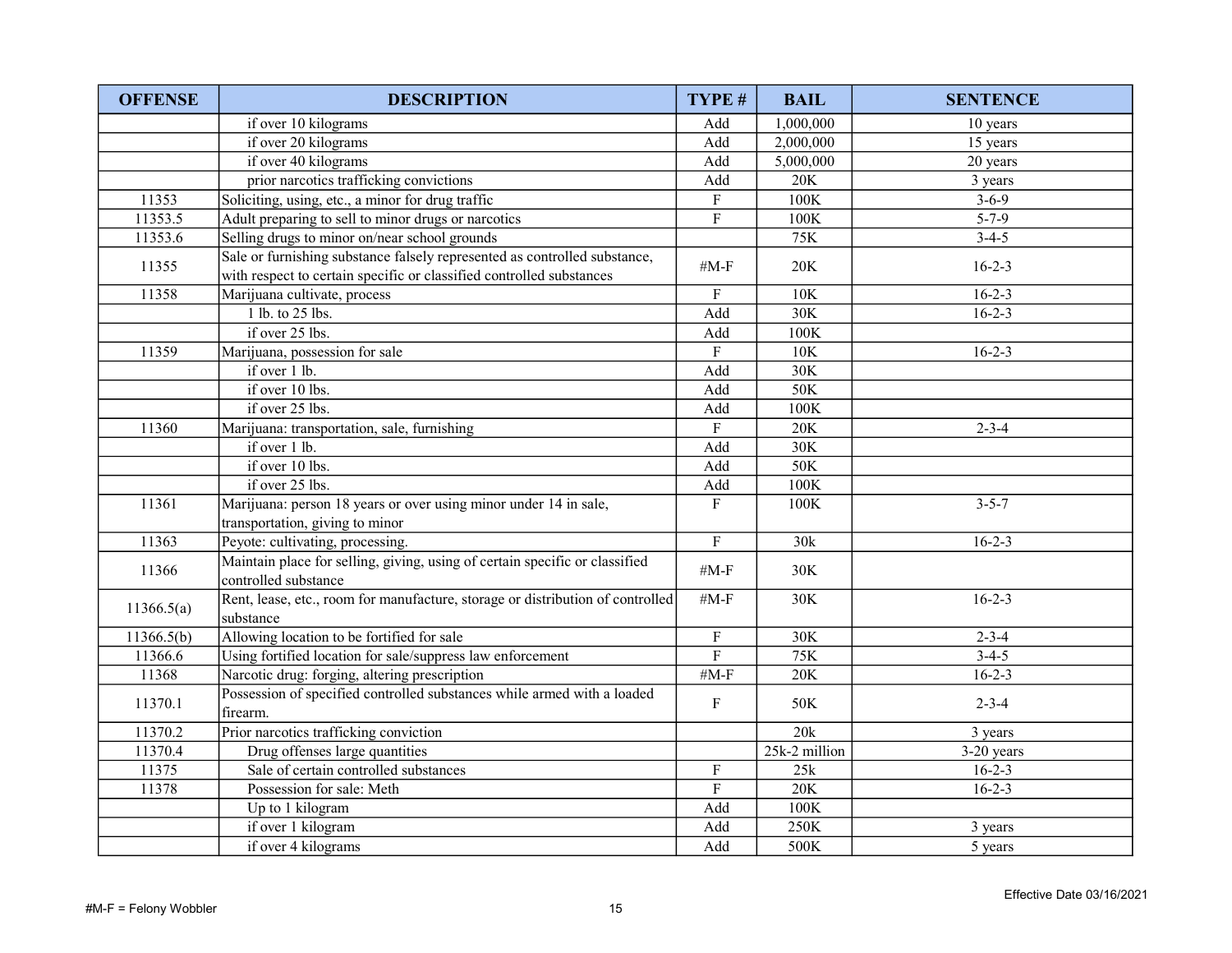| OFFENSE | DESCRIPTION | TYPE # | BAIL | SENTENCE |
|---|---|---|---|---|
| | if over 10 kilograms | Add | 1,000,000 | 10 years |
| | if over 20 kilograms | Add | 2,000,000 | 15 years |
| | if over 40 kilograms | Add | 5,000,000 | 20 years |
| | prior narcotics trafficking convictions | Add | 20K | 3 years |
| 11353 | Soliciting, using, etc., a minor for drug traffic | F | 100K | 3-6-9 |
| 11353.5 | Adult preparing to sell to minor drugs or narcotics | F | 100K | 5-7-9 |
| 11353.6 | Selling drugs to minor on/near school grounds | | 75K | 3-4-5 |
| 11355 | Sale or furnishing substance falsely represented as controlled substance, with respect to certain specific or classified controlled substances | #M-F | 20K | 16-2-3 |
| 11358 | Marijuana cultivate, process | F | 10K | 16-2-3 |
| | 1 lb. to 25 lbs. | Add | 30K | 16-2-3 |
| | if over 25 lbs. | Add | 100K | |
| 11359 | Marijuana, possession for sale | F | 10K | 16-2-3 |
| | if over 1 lb. | Add | 30K | |
| | if over 10 lbs. | Add | 50K | |
| | if over 25 lbs. | Add | 100K | |
| 11360 | Marijuana: transportation, sale, furnishing | F | 20K | 2-3-4 |
| | if over 1 lb. | Add | 30K | |
| | if over 10 lbs. | Add | 50K | |
| | if over 25 lbs. | Add | 100K | |
| 11361 | Marijuana: person 18 years or over using minor under 14 in sale, transportation, giving to minor | F | 100K | 3-5-7 |
| 11363 | Peyote: cultivating, processing. | F | 30k | 16-2-3 |
| 11366 | Maintain place for selling, giving, using of certain specific or classified controlled substance | #M-F | 30K | |
| 11366.5(a) | Rent, lease, etc., room for manufacture, storage or distribution of controlled substance | #M-F | 30K | 16-2-3 |
| 11366.5(b) | Allowing location to be fortified for sale | F | 30K | 2-3-4 |
| 11366.6 | Using fortified location for sale/suppress law enforcement | F | 75K | 3-4-5 |
| 11368 | Narcotic drug: forging, altering prescription | #M-F | 20K | 16-2-3 |
| 11370.1 | Possession of specified controlled substances while armed with a loaded firearm. | F | 50K | 2-3-4 |
| 11370.2 | Prior narcotics trafficking conviction | | 20k | 3 years |
| 11370.4 | Drug offenses large quantities | | 25k-2 million | 3-20 years |
| 11375 | Sale of certain controlled substances | F | 25k | 16-2-3 |
| 11378 | Possession for sale: Meth | F | 20K | 16-2-3 |
| | Up to 1 kilogram | Add | 100K | |
| | if over 1 kilogram | Add | 250K | 3 years |
| | if over 4 kilograms | Add | 500K | 5 years |

#M-F = Felony Wobbler

Effective Date 03/16/2021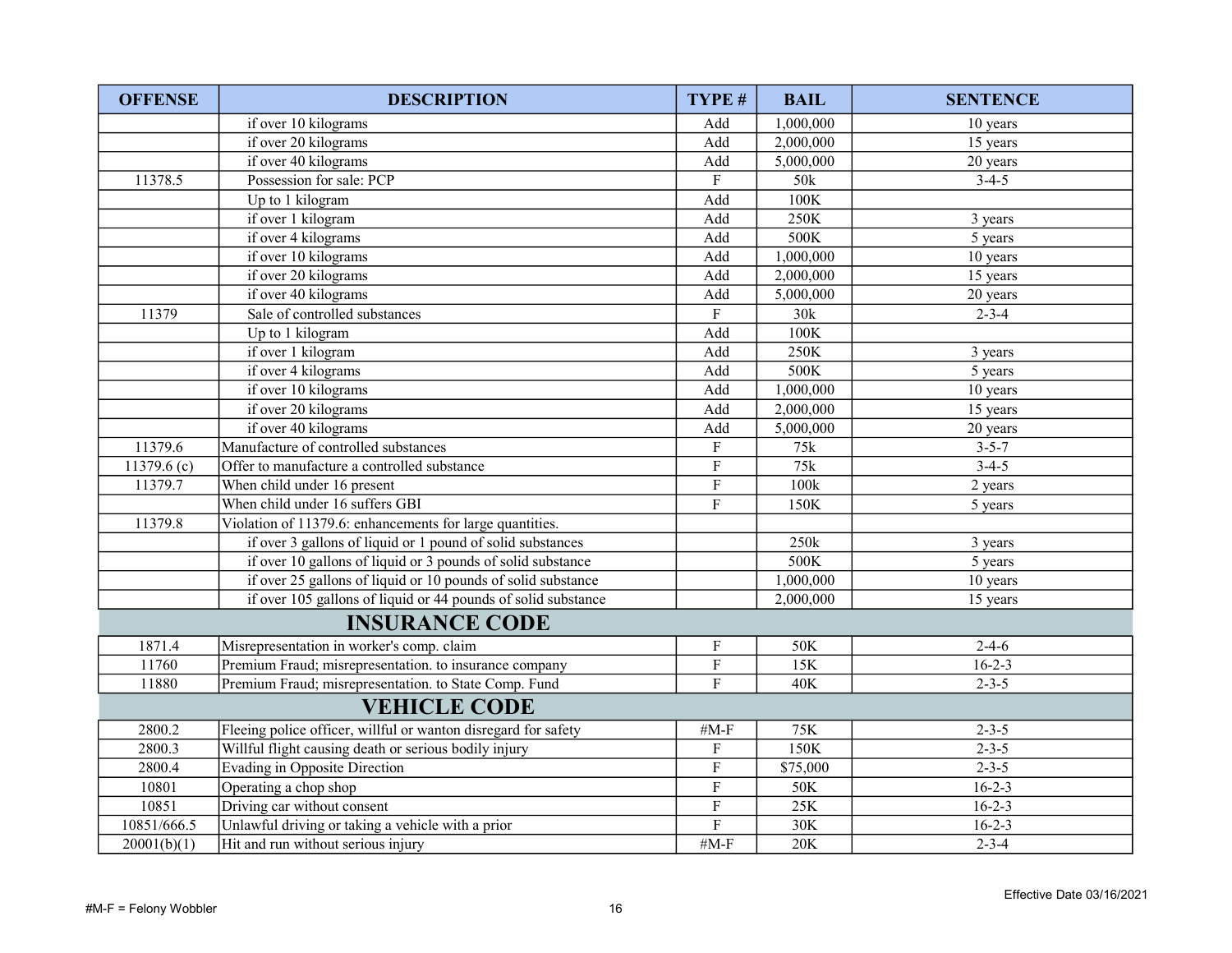| OFFENSE | DESCRIPTION | TYPE # | BAIL | SENTENCE |
|---|---|---|---|---|
| | if over 10 kilograms | Add | 1,000,000 | 10 years |
| | if over 20 kilograms | Add | 2,000,000 | 15 years |
| | if over 40 kilograms | Add | 5,000,000 | 20 years |
| 11378.5 | Possession for sale: PCP | F | 50k | 3-4-5 |
| | Up to 1 kilogram | Add | 100K | |
| | if over 1 kilogram | Add | 250K | 3 years |
| | if over 4 kilograms | Add | 500K | 5 years |
| | if over 10 kilograms | Add | 1,000,000 | 10 years |
| | if over 20 kilograms | Add | 2,000,000 | 15 years |
| | if over 40 kilograms | Add | 5,000,000 | 20 years |
| 11379 | Sale of controlled substances | F | 30k | 2-3-4 |
| | Up to 1 kilogram | Add | 100K | |
| | if over 1 kilogram | Add | 250K | 3 years |
| | if over 4 kilograms | Add | 500K | 5 years |
| | if over 10 kilograms | Add | 1,000,000 | 10 years |
| | if over 20 kilograms | Add | 2,000,000 | 15 years |
| | if over 40 kilograms | Add | 5,000,000 | 20 years |
| 11379.6 | Manufacture of controlled substances | F | 75k | 3-5-7 |
| 11379.6 (c) | Offer to manufacture a controlled substance | F | 75k | 3-4-5 |
| 11379.7 | When child under 16 present | F | 100k | 2 years |
| | When child under 16 suffers GBI | F | 150K | 5 years |
| 11379.8 | Violation of 11379.6: enhancements for large quantities. | | | |
| | if over 3 gallons of liquid or 1 pound of solid substances | | 250k | 3 years |
| | if over 10 gallons of liquid or 3 pounds of solid substance | | 500K | 5 years |
| | if over 25 gallons of liquid or 10 pounds of solid substance | | 1,000,000 | 10 years |
| | if over 105 gallons of liquid or 44 pounds of solid substance | | 2,000,000 | 15 years |
| **INSURANCE CODE** | | | | |
| 1871.4 | Misrepresentation in worker's comp. claim | F | 50K | 2-4-6 |
| 11760 | Premium Fraud; misrepresentation. to insurance company | F | 15K | 16-2-3 |
| 11880 | Premium Fraud; misrepresentation. to State Comp. Fund | F | 40K | 2-3-5 |
| **VEHICLE CODE** | | | | |
| 2800.2 | Fleeing police officer, willful or wanton disregard for safety | #M-F | 75K | 2-3-5 |
| 2800.3 | Willful flight causing death or serious bodily injury | F | 150K | 2-3-5 |
| 2800.4 | Evading in Opposite Direction | F | $75,000 | 2-3-5 |
| 10801 | Operating a chop shop | F | 50K | 16-2-3 |
| 10851 | Driving car without consent | F | 25K | 16-2-3 |
| 10851/666.5 | Unlawful driving or taking a vehicle with a prior | F | 30K | 16-2-3 |
| 20001(b)(1) | Hit and run without serious injury | #M-F | 20K | 2-3-4 |

#M-F = Felony Wobbler

Effective Date 03/16/2021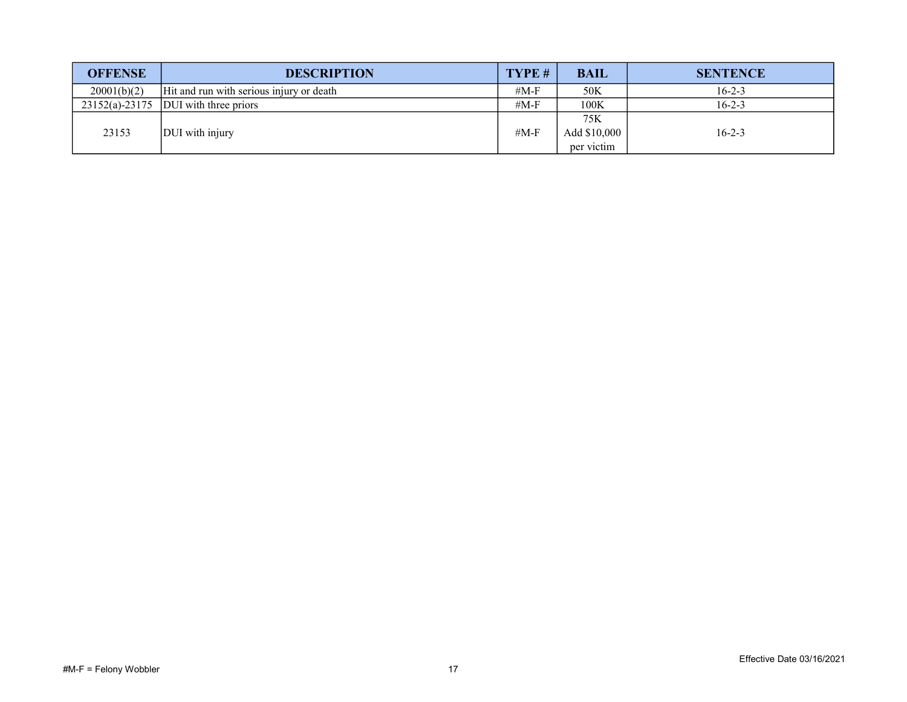| OFFENSE | DESCRIPTION | TYPE # | BAIL | SENTENCE |
| --- | --- | --- | --- | --- |
| 20001(b)(2) | Hit and run with serious injury or death | #M-F | 50K | 16-2-3 |
| 23152(a)-23175 | DUI with three priors | #M-F | 100K | 16-2-3 |
| 23153 | DUI with injury | #M-F | 75K Add $10,000 per victim | 16-2-3 |

#M-F = Felony Wobbler

Effective Date 03/16/2021